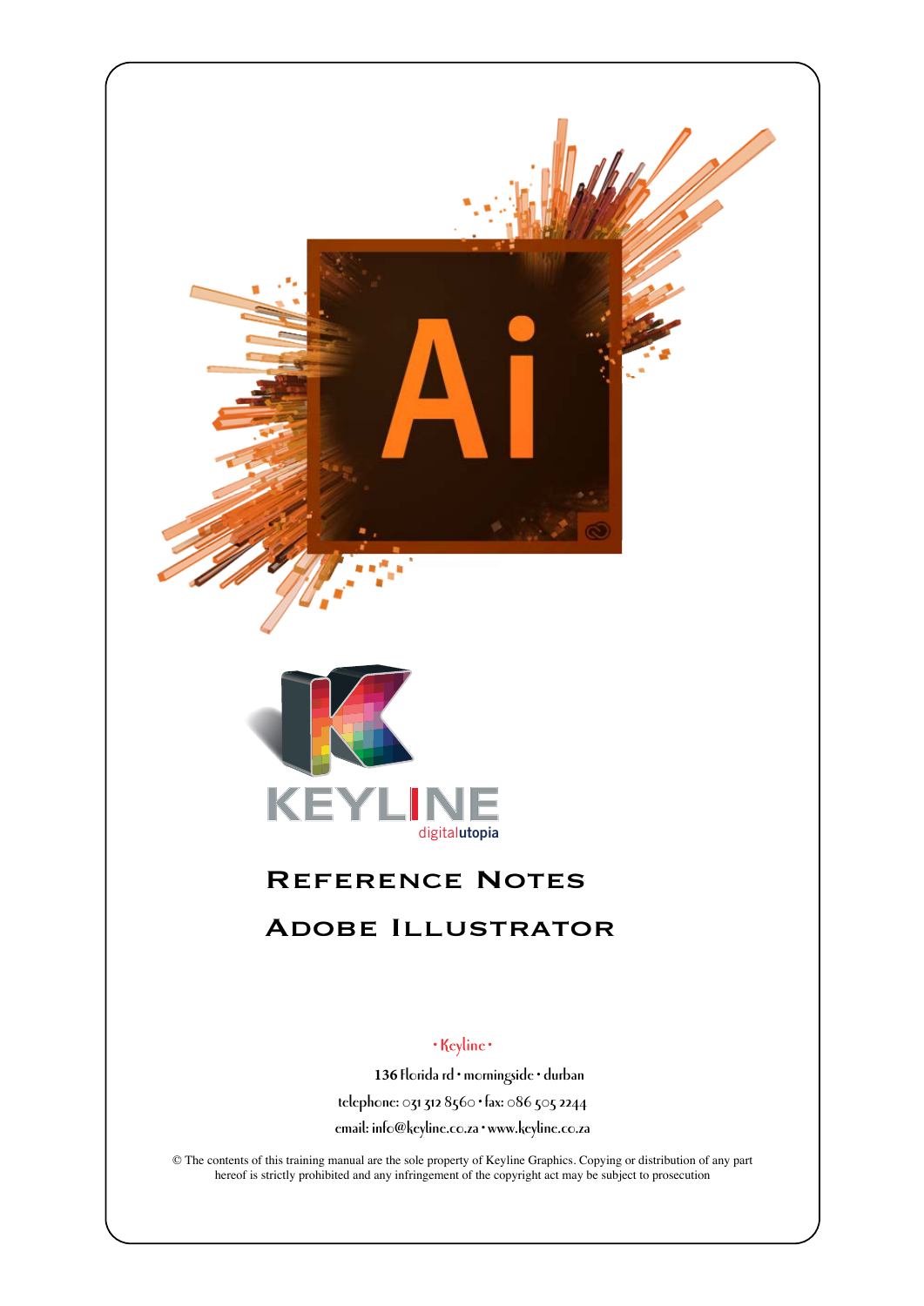# Reference Notes

# Adobe Illustrator

• Keyline •

136 Florida rd • morningside • durban

telephone: 031 312 8560 • fax: 086 505 2244

email: info@keyline.co.za • www.keyline.co.za

© The contents of this training manual are the sole property of Keyline Graphics. Copying or distribution of any part hereof is strictly prohibited and any infringement of the copyright act may be subject to prosecution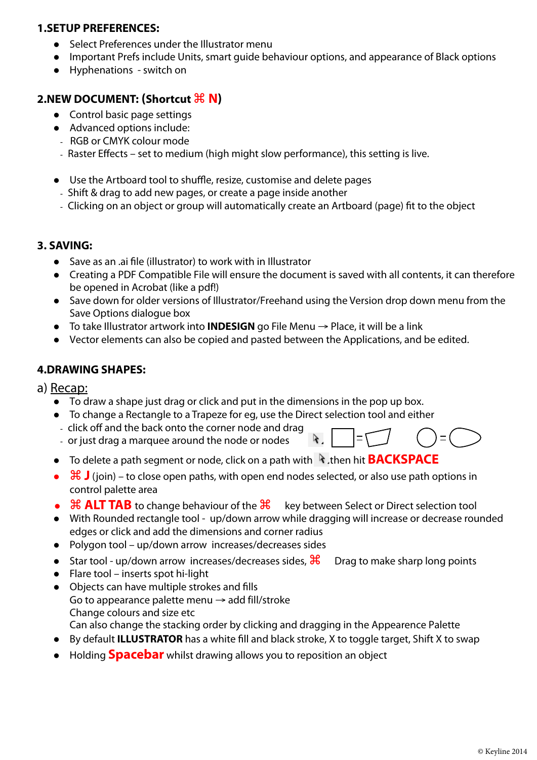## 1.SETUP PREFERENCES:

- Select Preferences under the Illustrator menu
- Important Prefs include Units, smart guide behaviour options, and appearance of Black options
- Hyphenations - switch on

## 2.NEW DOCUMENT: (Shortcut ⌘ N)

- Control basic page settings
- Advanced options include:
  - RGB or CMYK colour mode
  - Raster Effects – set to medium (high might slow performance), this setting is live.

- Use the Artboard tool to shuffle, resize, customise and delete pages
  - Shift & drag to add new pages, or create a page inside another
  - Clicking on an object or group will automatically create an Artboard (page) fit to the object

## 3. SAVING:

- Save as an .ai file (illustrator) to work with in Illustrator
- Creating a PDF Compatible File will ensure the document is saved with all contents, it can therefore be opened in Acrobat (like a pdf!)
- Save down for older versions of Illustrator/Freehand using the Version drop down menu from the Save Options dialogue box
- To take Illustrator artwork into **INDESIGN** go File Menu → Place, it will be a link
- Vector elements can also be copied and pasted between the Applications, and be edited.

## 4.DRAWING SHAPES:

### a) Recap:

- To draw a shape just drag or click and put in the dimensions in the pop up box.
- To change a Rectangle to a Trapeze for eg, use the Direct selection tool and either
  - click off and the back onto the corner node and drag
  - or just drag a marquee around the node or nodes
- To delete a path segment or node, click on a path with (Direct selection tool) then hit **BACKSPACE**
- **⌘ J** (join) – to close open paths, with open end nodes selected, or also use path options in control palette area
- **⌘ ALT TAB** to change behaviour of the ⌘ key between Select or Direct selection tool
- With Rounded rectangle tool - up/down arrow while dragging will increase or decrease rounded edges or click and add the dimensions and corner radius
- Polygon tool – up/down arrow increases/decreases sides
- Star tool - up/down arrow increases/decreases sides, ⌘ Drag to make sharp long points
- Flare tool – inserts spot hi-light
- Objects can have multiple strokes and fills
  Go to appearance palette menu → add fill/stroke
  Change colours and size etc
  Can also change the stacking order by clicking and dragging in the Appearence Palette
- By default **ILLUSTRATOR** has a white fill and black stroke, X to toggle target, Shift X to swap
- Holding **Spacebar** whilst drawing allows you to reposition an object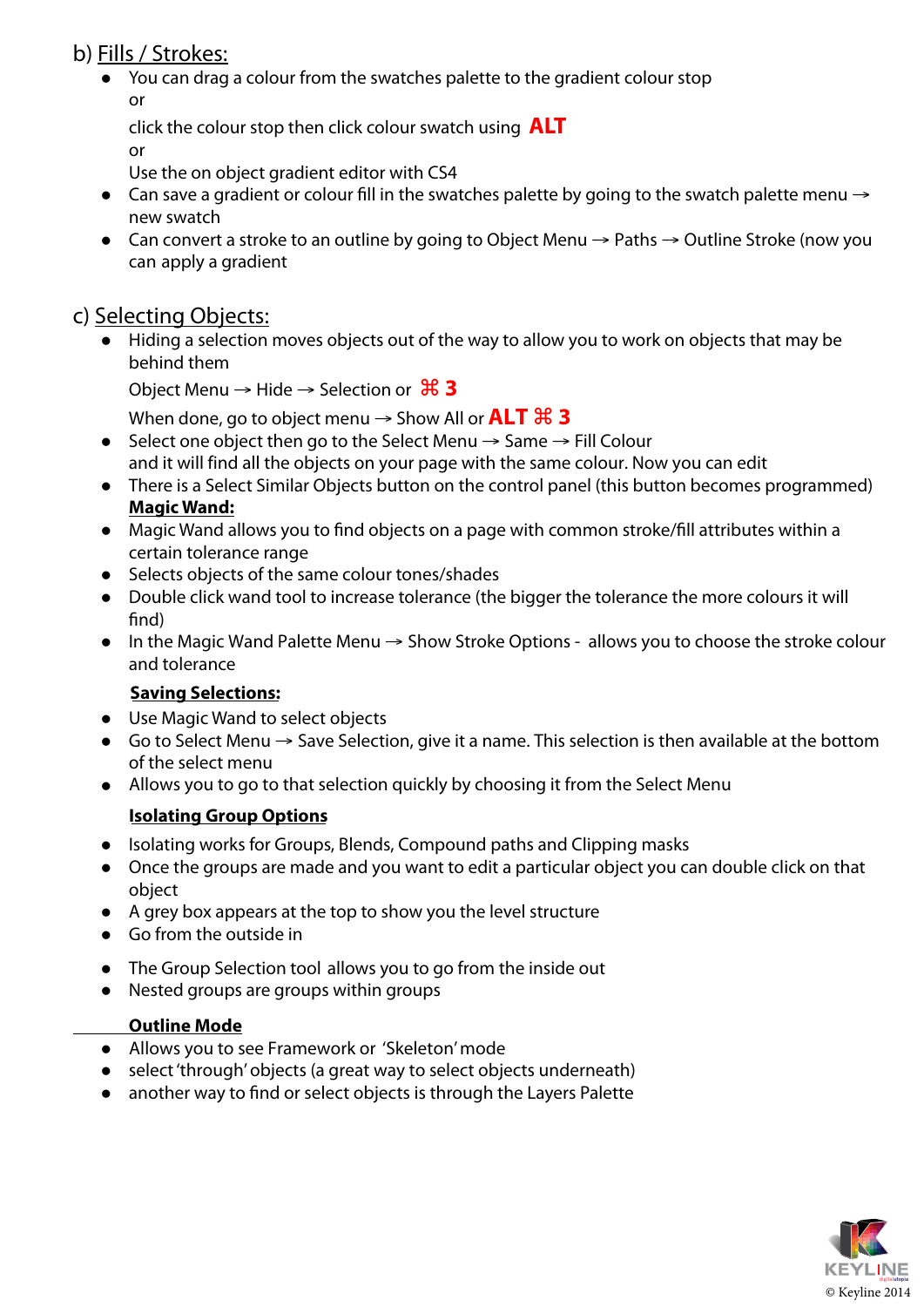## b) Fills / Strokes:

- You can drag a colour from the swatches palette to the gradient colour stop
  or
  click the colour stop then click colour swatch using **ALT**
  or
  Use the on object gradient editor with CS4
- Can save a gradient or colour fill in the swatches palette by going to the swatch palette menu → new swatch
- Can convert a stroke to an outline by going to Object Menu → Paths → Outline Stroke (now you can apply a gradient

## c) Selecting Objects:

- Hiding a selection moves objects out of the way to allow you to work on objects that may be behind them
  Object Menu → Hide → Selection or **⌘ 3**
  When done, go to object menu → Show All or **ALT ⌘ 3**
- Select one object then go to the Select Menu → Same → Fill Colour and it will find all the objects on your page with the same colour. Now you can edit
- There is a Select Similar Objects button on the control panel (this button becomes programmed)

**Magic Wand:**

- Magic Wand allows you to find objects on a page with common stroke/fill attributes within a certain tolerance range
- Selects objects of the same colour tones/shades
- Double click wand tool to increase tolerance (the bigger the tolerance the more colours it will find)
- In the Magic Wand Palette Menu → Show Stroke Options - allows you to choose the stroke colour and tolerance

**Saving Selections:**

- Use Magic Wand to select objects
- Go to Select Menu → Save Selection, give it a name. This selection is then available at the bottom of the select menu
- Allows you to go to that selection quickly by choosing it from the Select Menu

**Isolating Group Options**

- Isolating works for Groups, Blends, Compound paths and Clipping masks
- Once the groups are made and you want to edit a particular object you can double click on that object
- A grey box appears at the top to show you the level structure
- Go from the outside in

- The Group Selection tool allows you to go from the inside out
- Nested groups are groups within groups

**Outline Mode**

- Allows you to see Framework or 'Skeleton' mode
- select 'through' objects (a great way to select objects underneath)
- another way to find or select objects is through the Layers Palette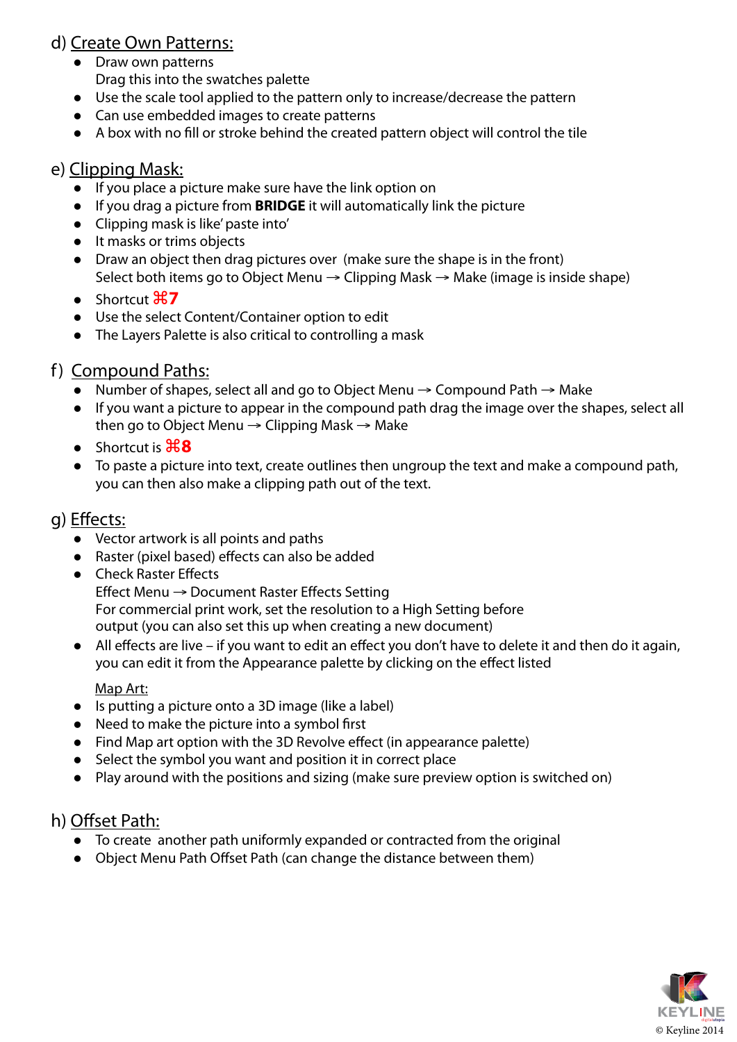## d) Create Own Patterns:

- Draw own patterns
  Drag this into the swatches palette
- Use the scale tool applied to the pattern only to increase/decrease the pattern
- Can use embedded images to create patterns
- A box with no fill or stroke behind the created pattern object will control the tile

## e) Clipping Mask:

- If you place a picture make sure have the link option on
- If you drag a picture from **BRIDGE** it will automatically link the picture
- Clipping mask is like' paste into'
- It masks or trims objects
- Draw an object then drag pictures over (make sure the shape is in the front)
  Select both items go to Object Menu → Clipping Mask → Make (image is inside shape)
- Shortcut **⌘7**
- Use the select Content/Container option to edit
- The Layers Palette is also critical to controlling a mask

## f) Compound Paths:

- Number of shapes, select all and go to Object Menu → Compound Path → Make
- If you want a picture to appear in the compound path drag the image over the shapes, select all then go to Object Menu → Clipping Mask → Make
- Shortcut is **⌘8**
- To paste a picture into text, create outlines then ungroup the text and make a compound path, you can then also make a clipping path out of the text.

## g) Effects:

- Vector artwork is all points and paths
- Raster (pixel based) effects can also be added
- Check Raster Effects
  Effect Menu → Document Raster Effects Setting
  For commercial print work, set the resolution to a High Setting before output (you can also set this up when creating a new document)
- All effects are live – if you want to edit an effect you don't have to delete it and then do it again, you can edit it from the Appearance palette by clicking on the effect listed

Map Art:

- Is putting a picture onto a 3D image (like a label)
- Need to make the picture into a symbol first
- Find Map art option with the 3D Revolve effect (in appearance palette)
- Select the symbol you want and position it in correct place
- Play around with the positions and sizing (make sure preview option is switched on)

## h) Offset Path:

- To create another path uniformly expanded or contracted from the original
- Object Menu Path Offset Path (can change the distance between them)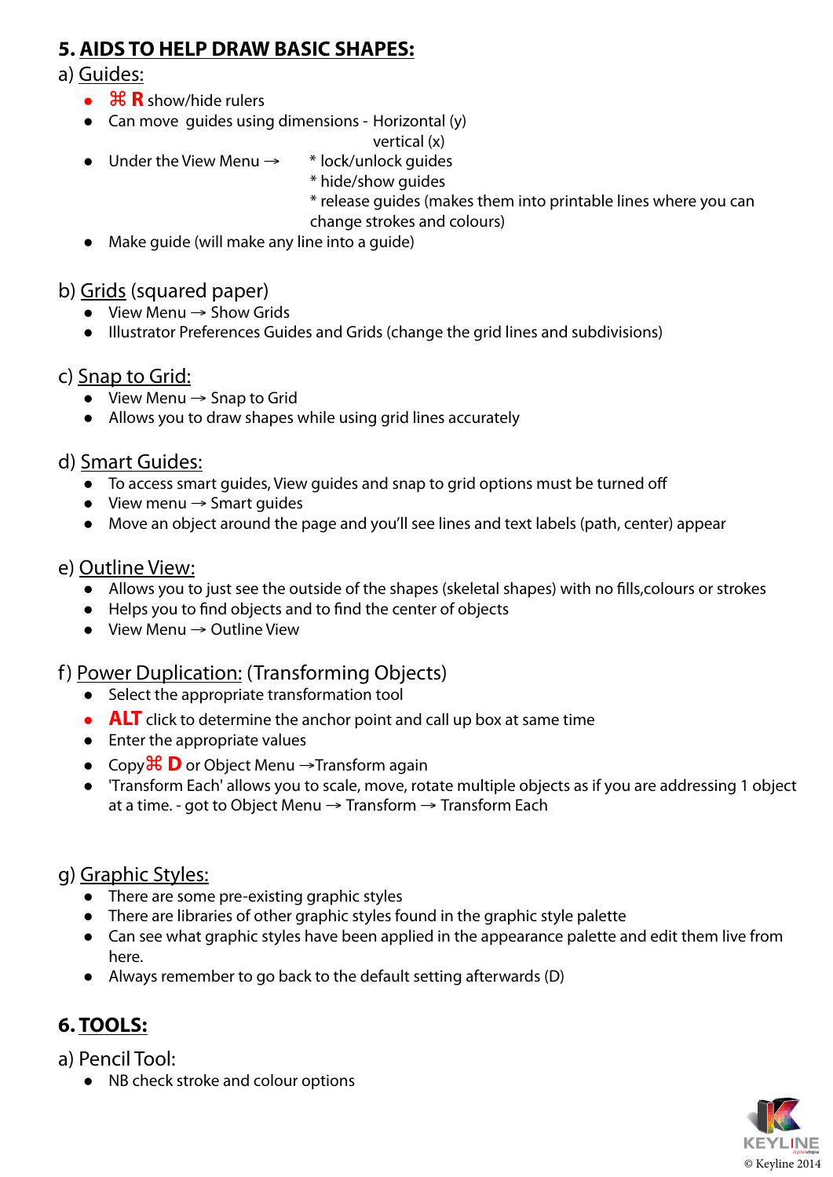## 5. AIDS TO HELP DRAW BASIC SHAPES:

### a) Guides:

- ⌘ **R** show/hide rulers
- Can move guides using dimensions - Horizontal (y)
  vertical (x)
- Under the View Menu → * lock/unlock guides
  * hide/show guides
  * release guides (makes them into printable lines where you can change strokes and colours)
- Make guide (will make any line into a guide)

### b) Grids (squared paper)

- View Menu → Show Grids
- Illustrator Preferences Guides and Grids (change the grid lines and subdivisions)

### c) Snap to Grid:

- View Menu → Snap to Grid
- Allows you to draw shapes while using grid lines accurately

### d) Smart Guides:

- To access smart guides, View guides and snap to grid options must be turned off
- View menu → Smart guides
- Move an object around the page and you'll see lines and text labels (path, center) appear

### e) Outline View:

- Allows you to just see the outside of the shapes (skeletal shapes) with no fills,colours or strokes
- Helps you to find objects and to find the center of objects
- View Menu → Outline View

### f) Power Duplication: (Transforming Objects)

- Select the appropriate transformation tool
- **ALT** click to determine the anchor point and call up box at same time
- Enter the appropriate values
- Copy ⌘ **D** or Object Menu →Transform again
- 'Transform Each' allows you to scale, move, rotate multiple objects as if you are addressing 1 object at a time. - got to Object Menu → Transform → Transform Each

### g) Graphic Styles:

- There are some pre-existing graphic styles
- There are libraries of other graphic styles found in the graphic style palette
- Can see what graphic styles have been applied in the appearance palette and edit them live from here.
- Always remember to go back to the default setting afterwards (D)

## 6. TOOLS:

### a) Pencil Tool:

- NB check stroke and colour options

© Keyline 2014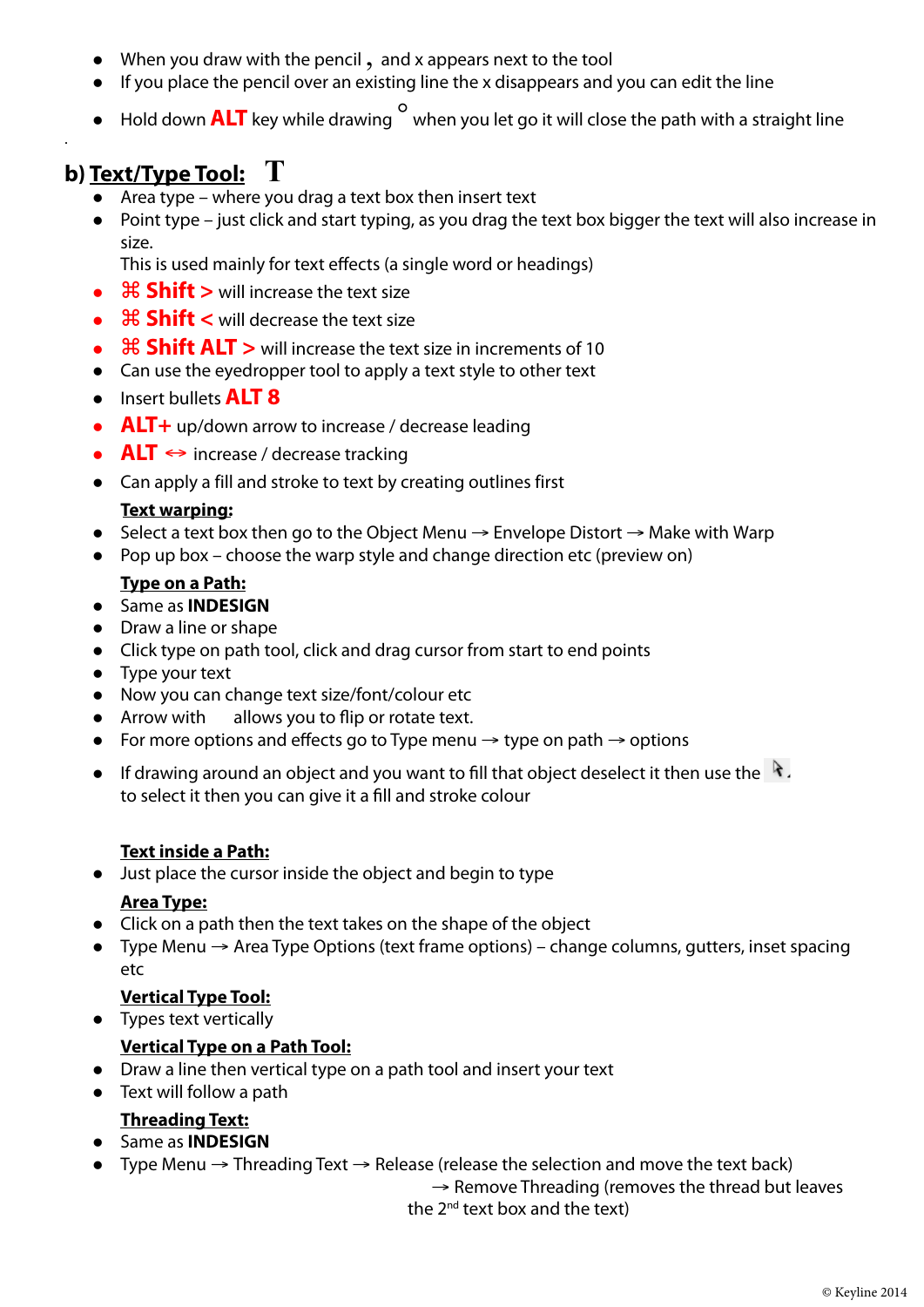- When you draw with the pencil , and x appears next to the tool
- If you place the pencil over an existing line the x disappears and you can edit the line
- Hold down **ALT** key while drawing ° when you let go it will close the path with a straight line

## b) Text/Type Tool: T

- Area type – where you drag a text box then insert text
- Point type – just click and start typing, as you drag the text box bigger the text will also increase in size.
  This is used mainly for text effects (a single word or headings)
- **⌘ Shift >** will increase the text size
- **⌘ Shift <** will decrease the text size
- **⌘ Shift ALT >** will increase the text size in increments of 10
- Can use the eyedropper tool to apply a text style to other text
- Insert bullets **ALT 8**
- **ALT+** up/down arrow to increase / decrease leading
- **ALT ↔** increase / decrease tracking
- Can apply a fill and stroke to text by creating outlines first

**Text warping:**

- Select a text box then go to the Object Menu → Envelope Distort → Make with Warp
- Pop up box – choose the warp style and change direction etc (preview on)

**Type on a Path:**

- Same as **INDESIGN**
- Draw a line or shape
- Click type on path tool, click and drag cursor from start to end points
- Type your text
- Now you can change text size/font/colour etc
- Arrow with allows you to flip or rotate text.
- For more options and effects go to Type menu → type on path → options
- If drawing around an object and you want to fill that object deselect it then use the to select it then you can give it a fill and stroke colour

**Text inside a Path:**

- Just place the cursor inside the object and begin to type

**Area Type:**

- Click on a path then the text takes on the shape of the object
- Type Menu → Area Type Options (text frame options) – change columns, gutters, inset spacing etc

**Vertical Type Tool:**

- Types text vertically

**Vertical Type on a Path Tool:**

- Draw a line then vertical type on a path tool and insert your text
- Text will follow a path

**Threading Text:**

- Same as **INDESIGN**
- Type Menu → Threading Text → Release (release the selection and move the text back)
  → Remove Threading (removes the thread but leaves the 2nd text box and the text)

© Keyline 2014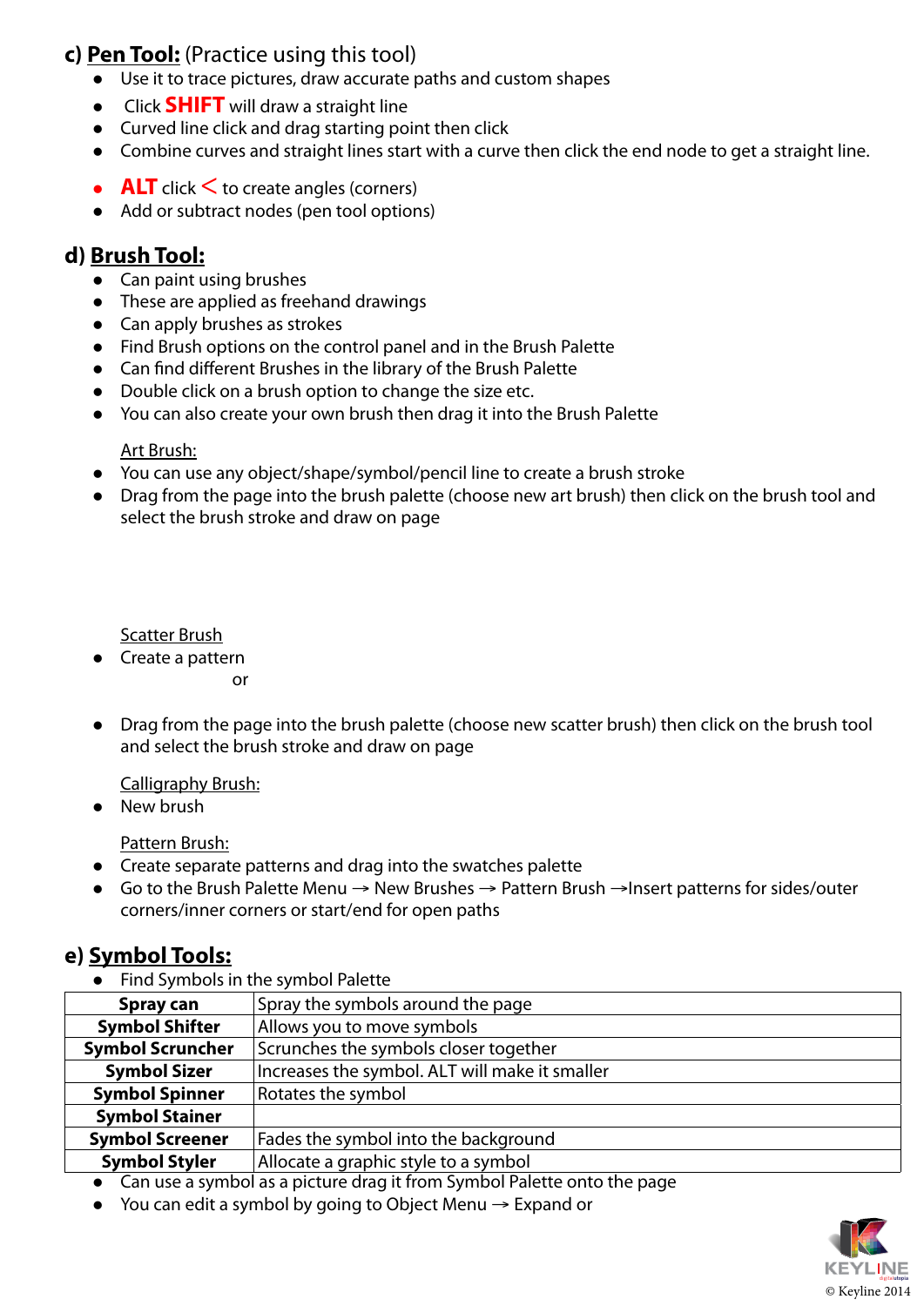## c) **Pen Tool:** (Practice using this tool)

- Use it to trace pictures, draw accurate paths and custom shapes
- Click **SHIFT** will draw a straight line
- Curved line click and drag starting point then click
- Combine curves and straight lines start with a curve then click the end node to get a straight line.
- **ALT** click < to create angles (corners)
- Add or subtract nodes (pen tool options)

## d) **Brush Tool:**

- Can paint using brushes
- These are applied as freehand drawings
- Can apply brushes as strokes
- Find Brush options on the control panel and in the Brush Palette
- Can find different Brushes in the library of the Brush Palette
- Double click on a brush option to change the size etc.
- You can also create your own brush then drag it into the Brush Palette

Art Brush:

- You can use any object/shape/symbol/pencil line to create a brush stroke
- Drag from the page into the brush palette (choose new art brush) then click on the brush tool and select the brush stroke and draw on page

Scatter Brush

- Create a pattern

or

- Drag from the page into the brush palette (choose new scatter brush) then click on the brush tool and select the brush stroke and draw on page

Calligraphy Brush:

- New brush

Pattern Brush:

- Create separate patterns and drag into the swatches palette
- Go to the Brush Palette Menu → New Brushes → Pattern Brush →Insert patterns for sides/outer corners/inner corners or start/end for open paths

## e) **Symbol Tools:**

- Find Symbols in the symbol Palette

| | |
|---|---|
| **Spray can** | Spray the symbols around the page |
| **Symbol Shifter** | Allows you to move symbols |
| **Symbol Scruncher** | Scrunches the symbols closer together |
| **Symbol Sizer** | Increases the symbol. ALT will make it smaller |
| **Symbol Spinner** | Rotates the symbol |
| **Symbol Stainer** | |
| **Symbol Screener** | Fades the symbol into the background |
| **Symbol Styler** | Allocate a graphic style to a symbol |

- Can use a symbol as a picture drag it from Symbol Palette onto the page
- You can edit a symbol by going to Object Menu → Expand or

© Keyline 2014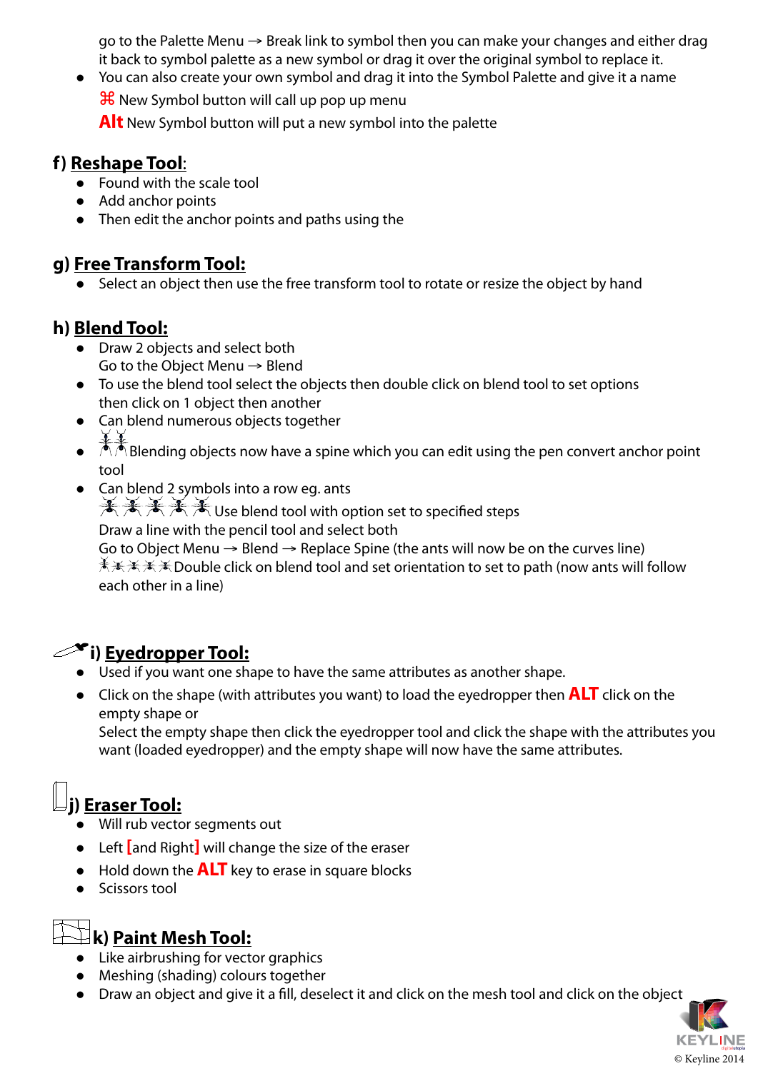go to the Palette Menu → Break link to symbol then you can make your changes and either drag it back to symbol palette as a new symbol or drag it over the original symbol to replace it.

- You can also create your own symbol and drag it into the Symbol Palette and give it a name
  **⌘** New Symbol button will call up pop up menu
  **Alt** New Symbol button will put a new symbol into the palette

## f) Reshape Tool:

- Found with the scale tool
- Add anchor points
- Then edit the anchor points and paths using the

## g) Free Transform Tool:

- Select an object then use the free transform tool to rotate or resize the object by hand

## h) Blend Tool:

- Draw 2 objects and select both
  Go to the Object Menu → Blend
- To use the blend tool select the objects then double click on blend tool to set options then click on 1 object then another
- Can blend numerous objects together
- Blending objects now have a spine which you can edit using the pen convert anchor point tool
- Can blend 2 symbols into a row eg. ants
  Use blend tool with option set to specified steps
  Draw a line with the pencil tool and select both
  Go to Object Menu → Blend → Replace Spine (the ants will now be on the curves line)
  Double click on blend tool and set orientation to set to path (now ants will follow each other in a line)

## i) Eyedropper Tool:

- Used if you want one shape to have the same attributes as another shape.
- Click on the shape (with attributes you want) to load the eyedropper then **ALT** click on the empty shape or
  Select the empty shape then click the eyedropper tool and click the shape with the attributes you want (loaded eyedropper) and the empty shape will now have the same attributes.

## j) Eraser Tool:

- Will rub vector segments out
- Left **[**and Right**]** will change the size of the eraser
- Hold down the **ALT** key to erase in square blocks
- Scissors tool

## k) Paint Mesh Tool:

- Like airbrushing for vector graphics
- Meshing (shading) colours together
- Draw an object and give it a fill, deselect it and click on the mesh tool and click on the object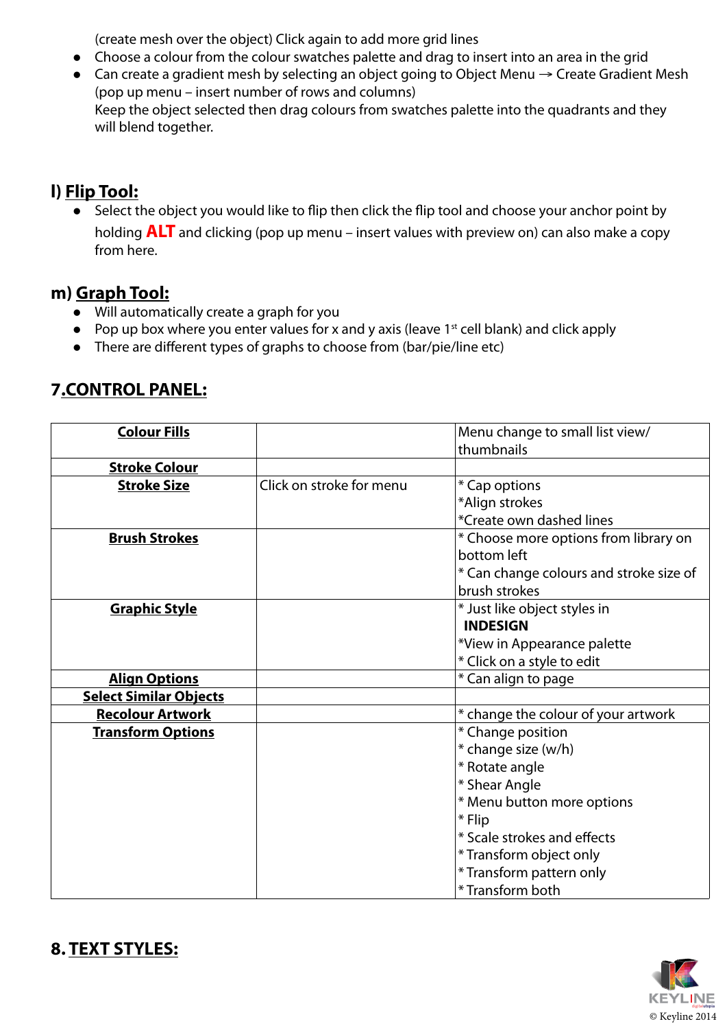(create mesh over the object) Click again to add more grid lines

- Choose a colour from the colour swatches palette and drag to insert into an area in the grid
- Can create a gradient mesh by selecting an object going to Object Menu → Create Gradient Mesh (pop up menu – insert number of rows and columns)
  Keep the object selected then drag colours from swatches palette into the quadrants and they will blend together.

## l) Flip Tool:

- Select the object you would like to flip then click the flip tool and choose your anchor point by holding **ALT** and clicking (pop up menu – insert values with preview on) can also make a copy from here.

## m) Graph Tool:

- Will automatically create a graph for you
- Pop up box where you enter values for x and y axis (leave 1st cell blank) and click apply
- There are different types of graphs to choose from (bar/pie/line etc)

## 7.CONTROL PANEL:

| | | |
|---|---|---|
| **Colour Fills** | | Menu change to small list view/ thumbnails |
| **Stroke Colour** | | |
| **Stroke Size** | Click on stroke for menu | * Cap options<br>*Align strokes<br>*Create own dashed lines |
| **Brush Strokes** | | * Choose more options from library on bottom left<br>* Can change colours and stroke size of brush strokes |
| **Graphic Style** | | * Just like object styles in **INDESIGN**<br>*View in Appearance palette<br>* Click on a style to edit |
| **Align Options** | | * Can align to page |
| **Select Similar Objects** | | |
| **Recolour Artwork** | | * change the colour of your artwork |
| **Transform Options** | | * Change position<br>* change size (w/h)<br>* Rotate angle<br>* Shear Angle<br>* Menu button more options<br>* Flip<br>* Scale strokes and effects<br>* Transform object only<br>* Transform pattern only<br>* Transform both |

## 8. TEXT STYLES: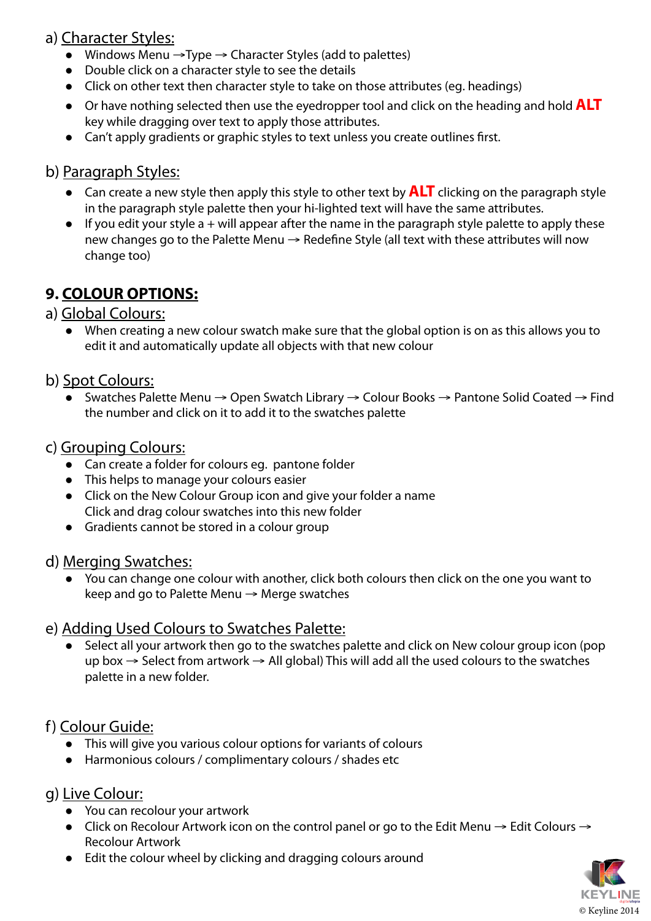a) Character Styles:

- Windows Menu →Type → Character Styles (add to palettes)
- Double click on a character style to see the details
- Click on other text then character style to take on those attributes (eg. headings)
- Or have nothing selected then use the eyedropper tool and click on the heading and hold **ALT** key while dragging over text to apply those attributes.
- Can't apply gradients or graphic styles to text unless you create outlines first.

b) Paragraph Styles:

- Can create a new style then apply this style to other text by **ALT** clicking on the paragraph style in the paragraph style palette then your hi-lighted text will have the same attributes.
- If you edit your style a + will appear after the name in the paragraph style palette to apply these new changes go to the Palette Menu → Redefine Style (all text with these attributes will now change too)

## 9. COLOUR OPTIONS:

a) Global Colours:

- When creating a new colour swatch make sure that the global option is on as this allows you to edit it and automatically update all objects with that new colour

b) Spot Colours:

- Swatches Palette Menu → Open Swatch Library → Colour Books → Pantone Solid Coated → Find the number and click on it to add it to the swatches palette

c) Grouping Colours:

- Can create a folder for colours eg. pantone folder
- This helps to manage your colours easier
- Click on the New Colour Group icon and give your folder a name
  Click and drag colour swatches into this new folder
- Gradients cannot be stored in a colour group

d) Merging Swatches:

- You can change one colour with another, click both colours then click on the one you want to keep and go to Palette Menu → Merge swatches

e) Adding Used Colours to Swatches Palette:

- Select all your artwork then go to the swatches palette and click on New colour group icon (pop up box → Select from artwork → All global) This will add all the used colours to the swatches palette in a new folder.

f) Colour Guide:

- This will give you various colour options for variants of colours
- Harmonious colours / complimentary colours / shades etc

g) Live Colour:

- You can recolour your artwork
- Click on Recolour Artwork icon on the control panel or go to the Edit Menu → Edit Colours → Recolour Artwork
- Edit the colour wheel by clicking and dragging colours around

© Keyline 2014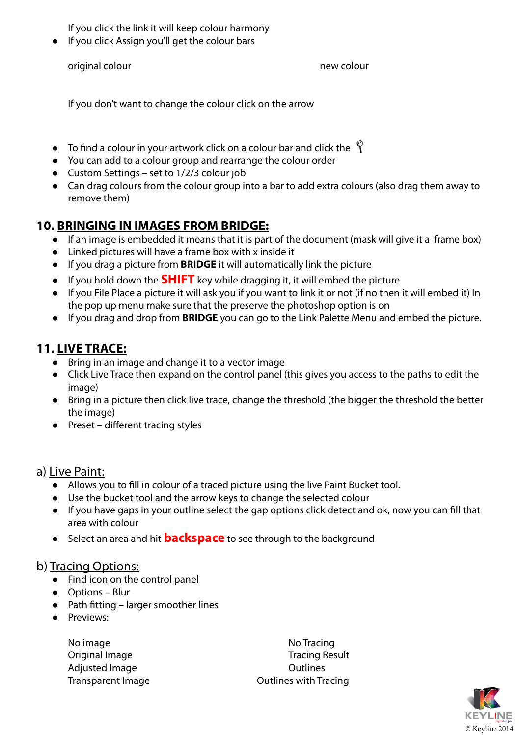If you click the link it will keep colour harmony

- If you click Assign you'll get the colour bars

original colour    new colour

If you don't want to change the colour click on the arrow

- To find a colour in your artwork click on a colour bar and click the
- You can add to a colour group and rearrange the colour order
- Custom Settings – set to 1/2/3 colour job
- Can drag colours from the colour group into a bar to add extra colours (also drag them away to remove them)

## 10. BRINGING IN IMAGES FROM BRIDGE:

- If an image is embedded it means that it is part of the document (mask will give it a frame box)
- Linked pictures will have a frame box with x inside it
- If you drag a picture from **BRIDGE** it will automatically link the picture
- If you hold down the **SHIFT** key while dragging it, it will embed the picture
- If you File Place a picture it will ask you if you want to link it or not (if no then it will embed it) In the pop up menu make sure that the preserve the photoshop option is on
- If you drag and drop from **BRIDGE** you can go to the Link Palette Menu and embed the picture.

## 11. LIVE TRACE:

- Bring in an image and change it to a vector image
- Click Live Trace then expand on the control panel (this gives you access to the paths to edit the image)
- Bring in a picture then click live trace, change the threshold (the bigger the threshold the better the image)
- Preset – different tracing styles

### a) Live Paint:

- Allows you to fill in colour of a traced picture using the live Paint Bucket tool.
- Use the bucket tool and the arrow keys to change the selected colour
- If you have gaps in your outline select the gap options click detect and ok, now you can fill that area with colour
- Select an area and hit **backspace** to see through to the background

### b) Tracing Options:

- Find icon on the control panel
- Options – Blur
- Path fitting – larger smoother lines
- Previews:

No image
Original Image
Adjusted Image
Transparent Image

No Tracing
Tracing Result
Outlines
Outlines with Tracing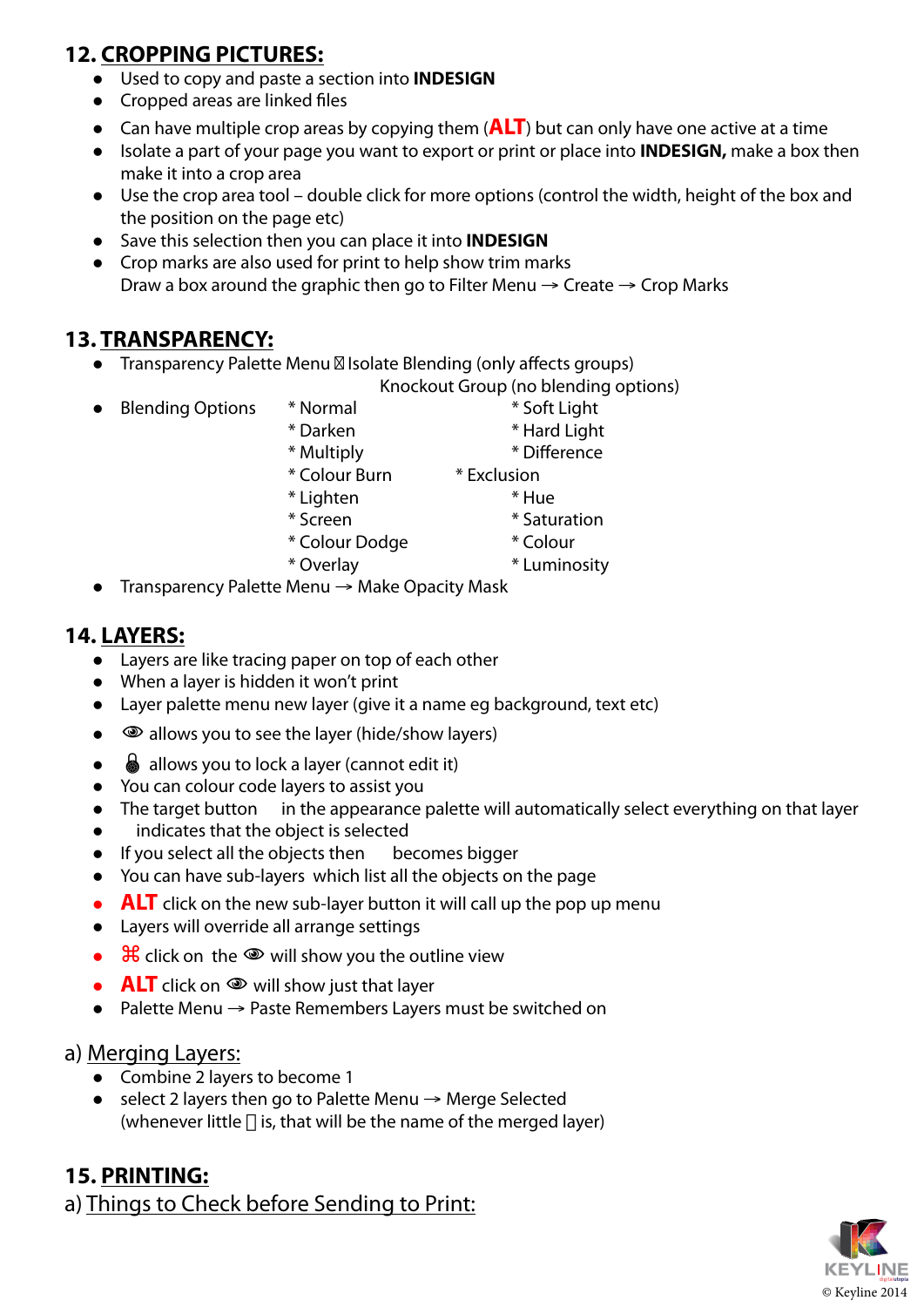## 12. CROPPING PICTURES:

- Used to copy and paste a section into **INDESIGN**
- Cropped areas are linked files
- Can have multiple crop areas by copying them (**ALT**) but can only have one active at a time
- Isolate a part of your page you want to export or print or place into **INDESIGN,** make a box then make it into a crop area
- Use the crop area tool – double click for more options (control the width, height of the box and the position on the page etc)
- Save this selection then you can place it into **INDESIGN**
- Crop marks are also used for print to help show trim marks
  Draw a box around the graphic then go to Filter Menu → Create → Crop Marks

## 13. TRANSPARENCY:

- Transparency Palette Menu  Isolate Blending (only affects groups)
  Knockout Group (no blending options)
- Blending Options
  * Normal
  * Darken
  * Multiply
  * Colour Burn
  * Lighten
  * Screen
  * Colour Dodge
  * Overlay
  * Soft Light
  * Hard Light
  * Difference
  * Exclusion
  * Hue
  * Saturation
  * Colour
  * Luminosity
- Transparency Palette Menu → Make Opacity Mask

## 14. LAYERS:

- Layers are like tracing paper on top of each other
- When a layer is hidden it won't print
- Layer palette menu new layer (give it a name eg background, text etc)
- 👁 allows you to see the layer (hide/show layers)
- 🔒 allows you to lock a layer (cannot edit it)
- You can colour code layers to assist you
- The target button in the appearance palette will automatically select everything on that layer
- indicates that the object is selected
- If you select all the objects then becomes bigger
- You can have sub-layers which list all the objects on the page
- **ALT** click on the new sub-layer button it will call up the pop up menu
- Layers will override all arrange settings
- **⌘** click on the 👁 will show you the outline view
- **ALT** click on 👁 will show just that layer
- Palette Menu → Paste Remembers Layers must be switched on

### a) Merging Layers:

- Combine 2 layers to become 1
- select 2 layers then go to Palette Menu → Merge Selected
  (whenever little  is, that will be the name of the merged layer)

## 15. PRINTING:

### a) Things to Check before Sending to Print: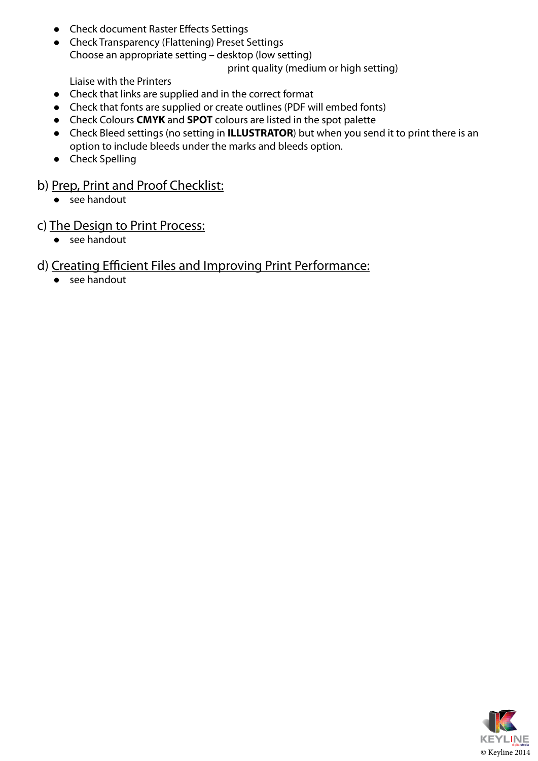- Check document Raster Effects Settings
- Check Transparency (Flattening) Preset Settings
  Choose an appropriate setting – desktop (low setting)
  print quality (medium or high setting)
  Liaise with the Printers
- Check that links are supplied and in the correct format
- Check that fonts are supplied or create outlines (PDF will embed fonts)
- Check Colours **CMYK** and **SPOT** colours are listed in the spot palette
- Check Bleed settings (no setting in **ILLUSTRATOR**) but when you send it to print there is an option to include bleeds under the marks and bleeds option.
- Check Spelling

## b) <u>Prep, Print and Proof Checklist:</u>

- see handout

## c) <u>The Design to Print Process:</u>

- see handout

## d) <u>Creating Efficient Files and Improving Print Performance:</u>

- see handout

© Keyline 2014